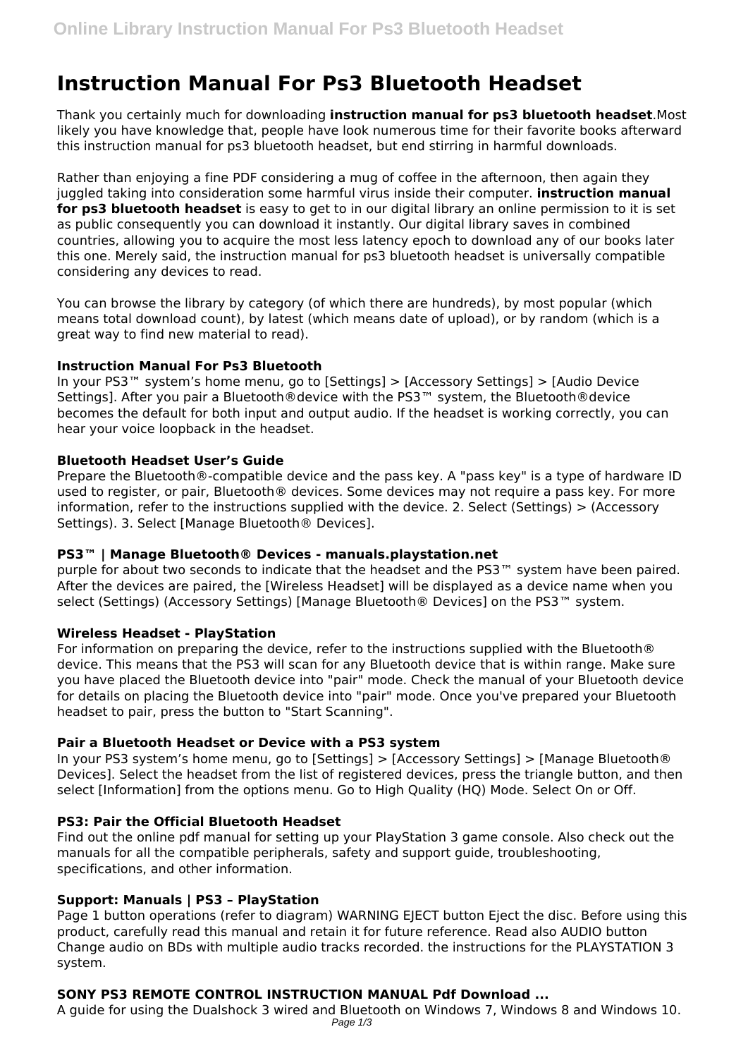# Instruction Manual For Ps3 Bluetooth Headset

Thank you certainly much for downloading **instruction manual for ps3 bluetooth headset**.Most likely you have knowledge that, people have look numerous time for their favorite books afterward this instruction manual for ps3 bluetooth headset, but end stirring in harmful downloads.

Rather than enjoying a fine PDF considering a mug of coffee in the afternoon, then again they juggled taking into consideration some harmful virus inside their computer. **instruction manual for ps3 bluetooth headset** is easy to get to in our digital library an online permission to it is set as public consequently you can download it instantly. Our digital library saves in combined countries, allowing you to acquire the most less latency epoch to download any of our books later this one. Merely said, the instruction manual for ps3 bluetooth headset is universally compatible considering any devices to read.

You can browse the library by category (of which there are hundreds), by most popular (which means total download count), by latest (which means date of upload), or by random (which is a great way to find new material to read).

### Instruction Manual For Ps3 Bluetooth

In your PS3™ system's home menu, go to [Settings] > [Accessory Settings] > [Audio Device Settings]. After you pair a Bluetooth®device with the PS3™ system, the Bluetooth®device becomes the default for both input and output audio. If the headset is working correctly, you can hear your voice loopback in the headset.

### Bluetooth Headset User's Guide

Prepare the Bluetooth®-compatible device and the pass key. A "pass key" is a type of hardware ID used to register, or pair, Bluetooth® devices. Some devices may not require a pass key. For more information, refer to the instructions supplied with the device. 2. Select (Settings) > (Accessory Settings). 3. Select [Manage Bluetooth® Devices].

### PS3™ | Manage Bluetooth® Devices - manuals.playstation.net

purple for about two seconds to indicate that the headset and the PS3™ system have been paired. After the devices are paired, the [Wireless Headset] will be displayed as a device name when you select (Settings) (Accessory Settings) [Manage Bluetooth® Devices] on the PS3™ system.

### Wireless Headset - PlayStation

For information on preparing the device, refer to the instructions supplied with the Bluetooth® device. This means that the PS3 will scan for any Bluetooth device that is within range. Make sure you have placed the Bluetooth device into "pair" mode. Check the manual of your Bluetooth device for details on placing the Bluetooth device into "pair" mode. Once you've prepared your Bluetooth headset to pair, press the button to "Start Scanning".

### Pair a Bluetooth Headset or Device with a PS3 system

In your PS3 system's home menu, go to [Settings] > [Accessory Settings] > [Manage Bluetooth® Devices]. Select the headset from the list of registered devices, press the triangle button, and then select [Information] from the options menu. Go to High Quality (HQ) Mode. Select On or Off.

### PS3: Pair the Official Bluetooth Headset

Find out the online pdf manual for setting up your PlayStation 3 game console. Also check out the manuals for all the compatible peripherals, safety and support guide, troubleshooting, specifications, and other information.

### Support: Manuals | PS3 – PlayStation

Page 1 button operations (refer to diagram) WARNING EJECT button Eject the disc. Before using this product, carefully read this manual and retain it for future reference. Read also AUDIO button Change audio on BDs with multiple audio tracks recorded. the instructions for the PLAYSTATION 3 system.

### SONY PS3 REMOTE CONTROL INSTRUCTION MANUAL Pdf Download ...

A guide for using the Dualshock 3 wired and Bluetooth on Windows 7, Windows 8 and Windows 10.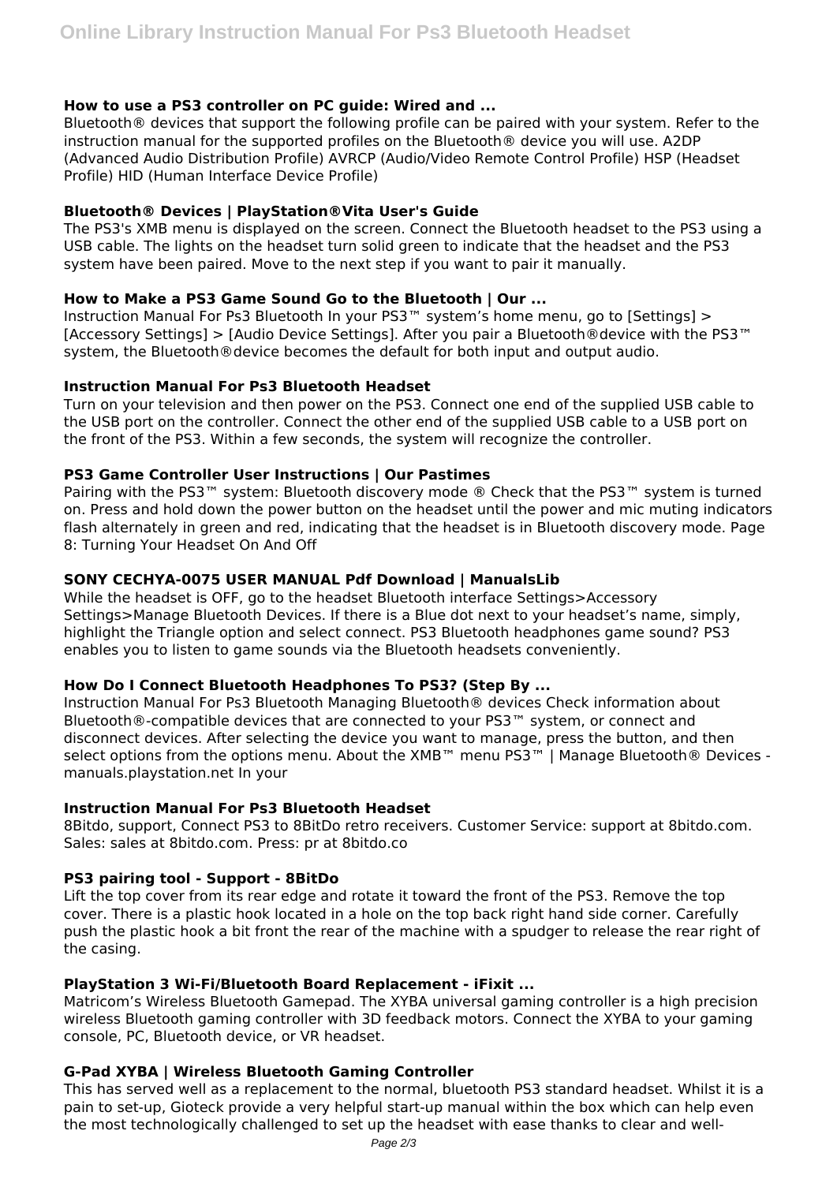### How to use a PS3 controller on PC guide: Wired and ...

Bluetooth® devices that support the following profile can be paired with your system. Refer to the instruction manual for the supported profiles on the Bluetooth® device you will use. A2DP (Advanced Audio Distribution Profile) AVRCP (Audio/Video Remote Control Profile) HSP (Headset Profile) HID (Human Interface Device Profile)

### Bluetooth® Devices | PlayStation®Vita User's Guide

The PS3's XMB menu is displayed on the screen. Connect the Bluetooth headset to the PS3 using a USB cable. The lights on the headset turn solid green to indicate that the headset and the PS3 system have been paired. Move to the next step if you want to pair it manually.

### How to Make a PS3 Game Sound Go to the Bluetooth | Our ...

Instruction Manual For Ps3 Bluetooth In your PS3™ system's home menu, go to [Settings] > [Accessory Settings] > [Audio Device Settings]. After you pair a Bluetooth®device with the PS3™ system, the Bluetooth®device becomes the default for both input and output audio.

### Instruction Manual For Ps3 Bluetooth Headset

Turn on your television and then power on the PS3. Connect one end of the supplied USB cable to the USB port on the controller. Connect the other end of the supplied USB cable to a USB port on the front of the PS3. Within a few seconds, the system will recognize the controller.

### PS3 Game Controller User Instructions | Our Pastimes

Pairing with the PS3™ system: Bluetooth discovery mode ® Check that the PS3™ system is turned on. Press and hold down the power button on the headset until the power and mic muting indicators flash alternately in green and red, indicating that the headset is in Bluetooth discovery mode. Page 8: Turning Your Headset On And Off

### SONY CECHYA-0075 USER MANUAL Pdf Download | ManualsLib

While the headset is OFF, go to the headset Bluetooth interface Settings>Accessory Settings>Manage Bluetooth Devices. If there is a Blue dot next to your headset's name, simply, highlight the Triangle option and select connect. PS3 Bluetooth headphones game sound? PS3 enables you to listen to game sounds via the Bluetooth headsets conveniently.

### How Do I Connect Bluetooth Headphones To PS3? (Step By ...

Instruction Manual For Ps3 Bluetooth Managing Bluetooth® devices Check information about Bluetooth®-compatible devices that are connected to your PS3™ system, or connect and disconnect devices. After selecting the device you want to manage, press the button, and then select options from the options menu. About the XMB™ menu PS3™ | Manage Bluetooth® Devices - manuals.playstation.net In your

### Instruction Manual For Ps3 Bluetooth Headset

8Bitdo, support, Connect PS3 to 8BitDo retro receivers. Customer Service: support at 8bitdo.com. Sales: sales at 8bitdo.com. Press: pr at 8bitdo.co

### PS3 pairing tool - Support - 8BitDo

Lift the top cover from its rear edge and rotate it toward the front of the PS3. Remove the top cover. There is a plastic hook located in a hole on the top back right hand side corner. Carefully push the plastic hook a bit front the rear of the machine with a spudger to release the rear right of the casing.

### PlayStation 3 Wi-Fi/Bluetooth Board Replacement - iFixit ...

Matricom's Wireless Bluetooth Gamepad. The XYBA universal gaming controller is a high precision wireless Bluetooth gaming controller with 3D feedback motors. Connect the XYBA to your gaming console, PC, Bluetooth device, or VR headset.

### G-Pad XYBA | Wireless Bluetooth Gaming Controller

This has served well as a replacement to the normal, bluetooth PS3 standard headset. Whilst it is a pain to set-up, Gioteck provide a very helpful start-up manual within the box which can help even the most technologically challenged to set up the headset with ease thanks to clear and well-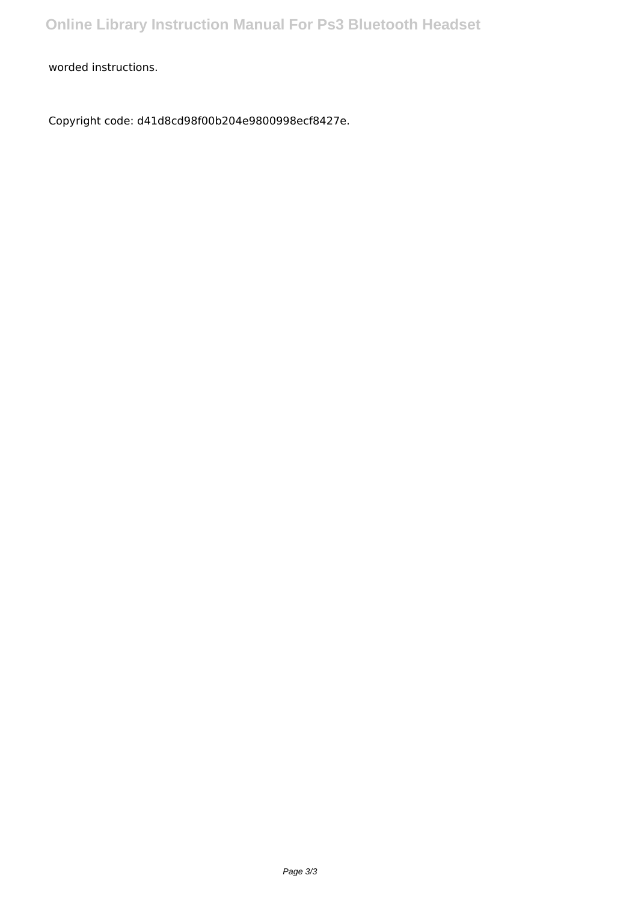worded instructions.

Copyright code: d41d8cd98f00b204e9800998ecf8427e.